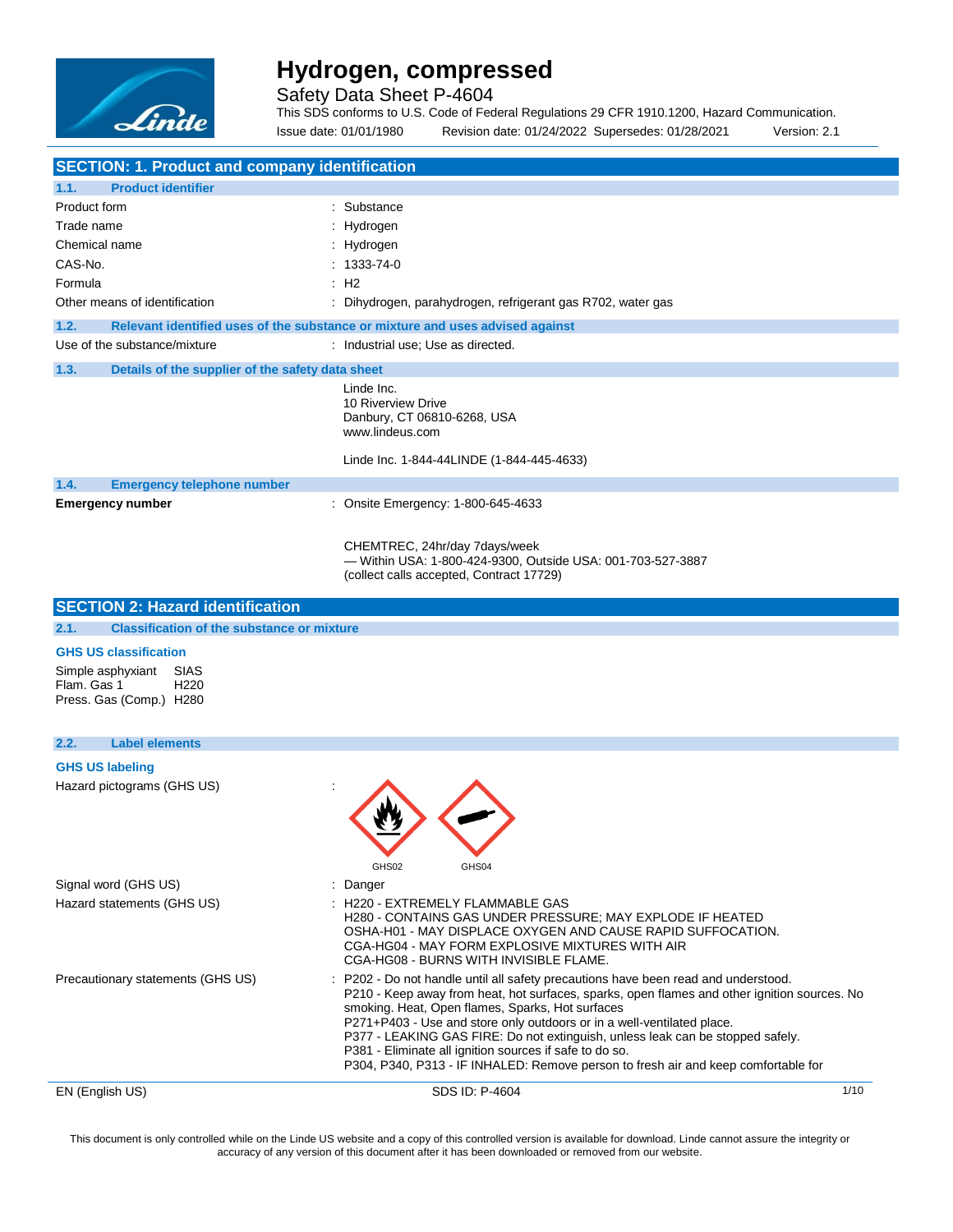# Hydrogen, compressed

Safety Data Sheet P-4604

This SDS conforms to U.S. Code of Federal Regulations 29 CFR 1910.1200, Hazard Communication.

Issue date: 01/01/1980 Revision date: 01/24/2022 Supersedes: 01/28/2021 Version: 2.1

## SECTION: 1. Product and company identification

### 1.1. Product identifier

| | |
|---|---|
| Product form | : Substance |
| Trade name | : Hydrogen |
| Chemical name | : Hydrogen |
| CAS-No. | : 1333-74-0 |
| Formula | : H2 |
| Other means of identification | : Dihydrogen, parahydrogen, refrigerant gas R702, water gas |

### 1.2. Relevant identified uses of the substance or mixture and uses advised against

Use of the substance/mixture : Industrial use; Use as directed.

### 1.3. Details of the supplier of the safety data sheet

Linde Inc.
10 Riverview Drive
Danbury, CT 06810-6268, USA
www.lindeus.com

Linde Inc. 1-844-44LINDE (1-844-445-4633)

### 1.4. Emergency telephone number

**Emergency number** : Onsite Emergency: 1-800-645-4633

CHEMTREC, 24hr/day 7days/week
— Within USA: 1-800-424-9300, Outside USA: 001-703-527-3887
(collect calls accepted, Contract 17729)

## SECTION 2: Hazard identification

### 2.1. Classification of the substance or mixture

**GHS US classification**

| | |
|---|---|
| Simple asphyxiant | SIAS |
| Flam. Gas 1 | H220 |
| Press. Gas (Comp.) | H280 |

### 2.2. Label elements

**GHS US labeling**

Hazard pictograms (GHS US) :

GHS02 GHS04

Signal word (GHS US) : Danger

Hazard statements (GHS US) :
H220 - EXTREMELY FLAMMABLE GAS
H280 - CONTAINS GAS UNDER PRESSURE; MAY EXPLODE IF HEATED
OSHA-H01 - MAY DISPLACE OXYGEN AND CAUSE RAPID SUFFOCATION.
CGA-HG04 - MAY FORM EXPLOSIVE MIXTURES WITH AIR
CGA-HG08 - BURNS WITH INVISIBLE FLAME.

Precautionary statements (GHS US) :
P202 - Do not handle until all safety precautions have been read and understood.
P210 - Keep away from heat, hot surfaces, sparks, open flames and other ignition sources. No smoking. Heat, Open flames, Sparks, Hot surfaces
P271+P403 - Use and store only outdoors or in a well-ventilated place.
P377 - LEAKING GAS FIRE: Do not extinguish, unless leak can be stopped safely.
P381 - Eliminate all ignition sources if safe to do so.
P304, P340, P313 - IF INHALED: Remove person to fresh air and keep comfortable for

This document is only controlled while on the Linde US website and a copy of this controlled version is available for download. Linde cannot assure the integrity or accuracy of any version of this document after it has been downloaded or removed from our website.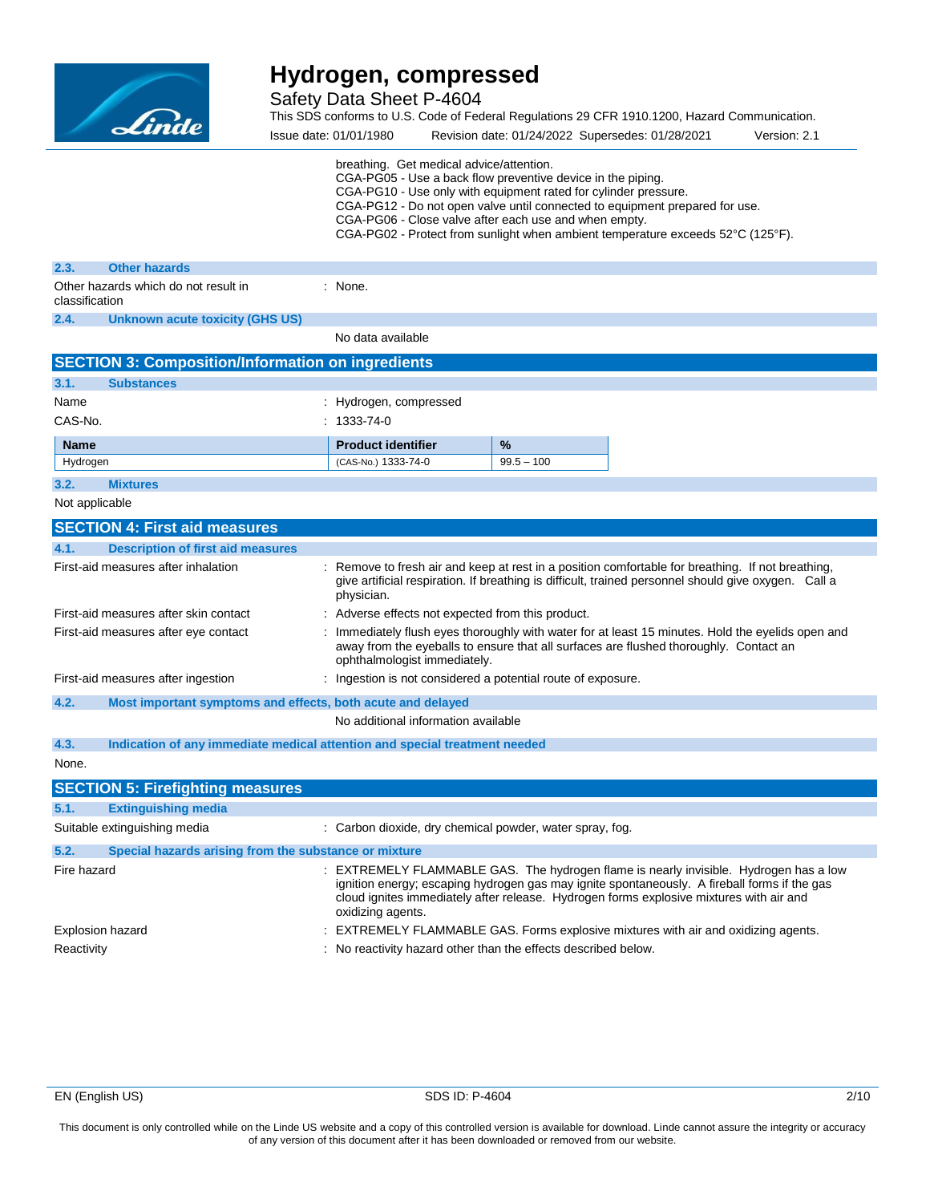breathing. Get medical advice/attention.
CGA-PG05 - Use a back flow preventive device in the piping.
CGA-PG10 - Use only with equipment rated for cylinder pressure.
CGA-PG12 - Do not open valve until connected to equipment prepared for use.
CGA-PG06 - Close valve after each use and when empty.
CGA-PG02 - Protect from sunlight when ambient temperature exceeds 52°C (125°F).

### 2.3. Other hazards

Other hazards which do not result in classification : None.

### 2.4. Unknown acute toxicity (GHS US)

No data available

## SECTION 3: Composition/Information on ingredients

### 3.1. Substances

Name : Hydrogen, compressed

CAS-No. : 1333-74-0

| Name | Product identifier | % |
|---|---|---|
| Hydrogen | (CAS-No.) 1333-74-0 | 99.5 – 100 |

### 3.2. Mixtures

Not applicable

## SECTION 4: First aid measures

### 4.1. Description of first aid measures

First-aid measures after inhalation : Remove to fresh air and keep at rest in a position comfortable for breathing. If not breathing, give artificial respiration. If breathing is difficult, trained personnel should give oxygen. Call a physician.

First-aid measures after skin contact : Adverse effects not expected from this product.

First-aid measures after eye contact : Immediately flush eyes thoroughly with water for at least 15 minutes. Hold the eyelids open and away from the eyeballs to ensure that all surfaces are flushed thoroughly. Contact an ophthalmologist immediately.

First-aid measures after ingestion : Ingestion is not considered a potential route of exposure.

### 4.2. Most important symptoms and effects, both acute and delayed

No additional information available

### 4.3. Indication of any immediate medical attention and special treatment needed

None.

## SECTION 5: Firefighting measures

### 5.1. Extinguishing media

Suitable extinguishing media : Carbon dioxide, dry chemical powder, water spray, fog.

### 5.2. Special hazards arising from the substance or mixture

Fire hazard : EXTREMELY FLAMMABLE GAS. The hydrogen flame is nearly invisible. Hydrogen has a low ignition energy; escaping hydrogen gas may ignite spontaneously. A fireball forms if the gas cloud ignites immediately after release. Hydrogen forms explosive mixtures with air and oxidizing agents.

Explosion hazard : EXTREMELY FLAMMABLE GAS. Forms explosive mixtures with air and oxidizing agents.

Reactivity : No reactivity hazard other than the effects described below.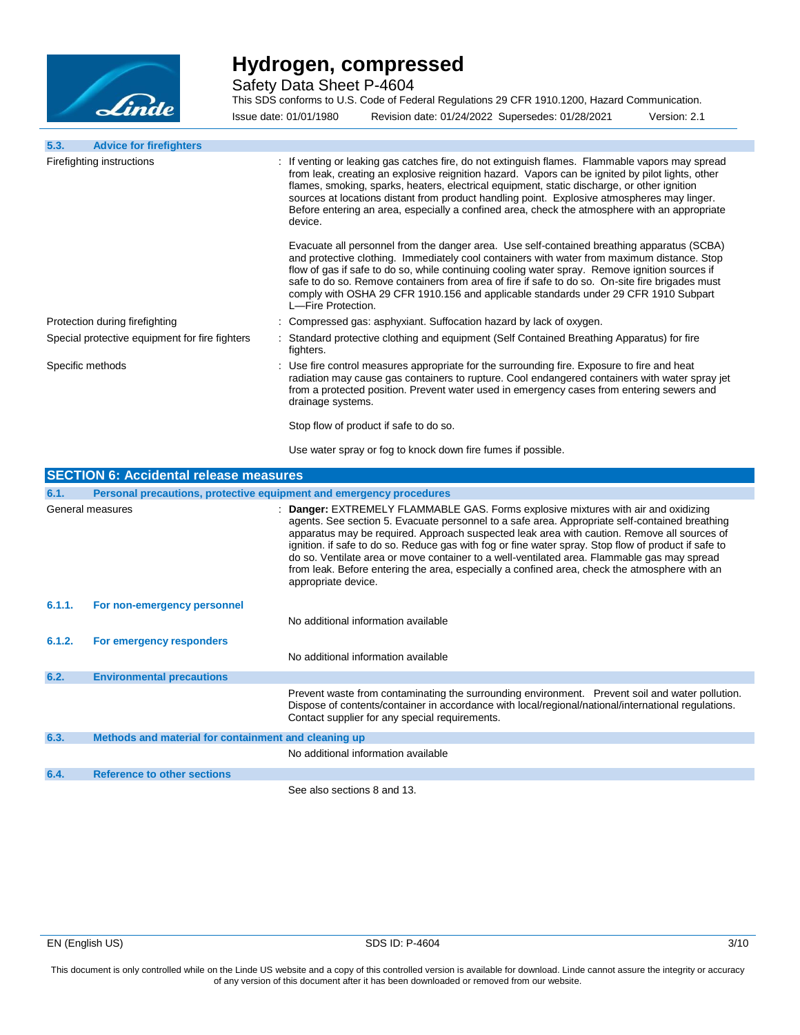### 5.3. Advice for firefighters

| | |
|---|---|
| Firefighting instructions | : If venting or leaking gas catches fire, do not extinguish flames. Flammable vapors may spread from leak, creating an explosive reignition hazard. Vapors can be ignited by pilot lights, other flames, smoking, sparks, heaters, electrical equipment, static discharge, or other ignition sources at locations distant from product handling point. Explosive atmospheres may linger. Before entering an area, especially a confined area, check the atmosphere with an appropriate device.<br><br>Evacuate all personnel from the danger area. Use self-contained breathing apparatus (SCBA) and protective clothing. Immediately cool containers with water from maximum distance. Stop flow of gas if safe to do so, while continuing cooling water spray. Remove ignition sources if safe to do so. Remove containers from area of fire if safe to do so. On-site fire brigades must comply with OSHA 29 CFR 1910.156 and applicable standards under 29 CFR 1910 Subpart L—Fire Protection. |
| Protection during firefighting | : Compressed gas: asphyxiant. Suffocation hazard by lack of oxygen. |
| Special protective equipment for fire fighters | : Standard protective clothing and equipment (Self Contained Breathing Apparatus) for fire fighters. |
| Specific methods | : Use fire control measures appropriate for the surrounding fire. Exposure to fire and heat radiation may cause gas containers to rupture. Cool endangered containers with water spray jet from a protected position. Prevent water used in emergency cases from entering sewers and drainage systems.<br><br>Stop flow of product if safe to do so.<br><br>Use water spray or fog to knock down fire fumes if possible. |

## SECTION 6: Accidental release measures

### 6.1. Personal precautions, protective equipment and emergency procedures

| | |
|---|---|
| General measures | : **Danger:** EXTREMELY FLAMMABLE GAS. Forms explosive mixtures with air and oxidizing agents. See section 5. Evacuate personnel to a safe area. Appropriate self-contained breathing apparatus may be required. Approach suspected leak area with caution. Remove all sources of ignition. if safe to do so. Reduce gas with fog or fine water spray. Stop flow of product if safe to do so. Ventilate area or move container to a well-ventilated area. Flammable gas may spread from leak. Before entering the area, especially a confined area, check the atmosphere with an appropriate device. |

#### 6.1.1. For non-emergency personnel

No additional information available

#### 6.1.2. For emergency responders

No additional information available

### 6.2. Environmental precautions

Prevent waste from contaminating the surrounding environment. Prevent soil and water pollution. Dispose of contents/container in accordance with local/regional/national/international regulations. Contact supplier for any special requirements.

### 6.3. Methods and material for containment and cleaning up

No additional information available

### 6.4. Reference to other sections

See also sections 8 and 13.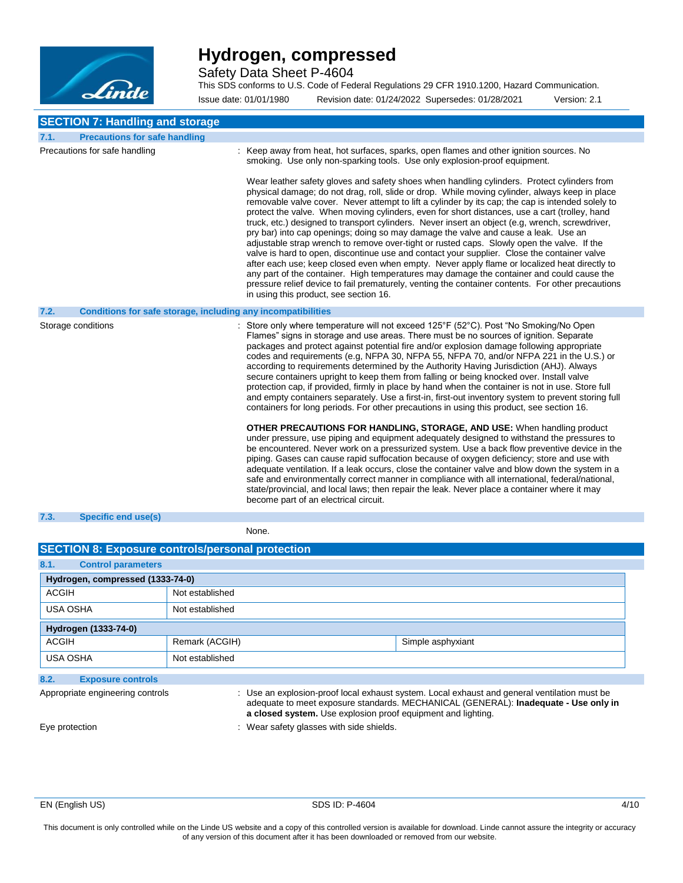## SECTION 7: Handling and storage

### 7.1. Precautions for safe handling

Precautions for safe handling : Keep away from heat, hot surfaces, sparks, open flames and other ignition sources. No smoking. Use only non-sparking tools. Use only explosion-proof equipment.

Wear leather safety gloves and safety shoes when handling cylinders. Protect cylinders from physical damage; do not drag, roll, slide or drop. While moving cylinder, always keep in place removable valve cover. Never attempt to lift a cylinder by its cap; the cap is intended solely to protect the valve. When moving cylinders, even for short distances, use a cart (trolley, hand truck, etc.) designed to transport cylinders. Never insert an object (e.g, wrench, screwdriver, pry bar) into cap openings; doing so may damage the valve and cause a leak. Use an adjustable strap wrench to remove over-tight or rusted caps. Slowly open the valve. If the valve is hard to open, discontinue use and contact your supplier. Close the container valve after each use; keep closed even when empty. Never apply flame or localized heat directly to any part of the container. High temperatures may damage the container and could cause the pressure relief device to fail prematurely, venting the container contents. For other precautions in using this product, see section 16.

### 7.2. Conditions for safe storage, including any incompatibilities

Storage conditions : Store only where temperature will not exceed 125°F (52°C). Post "No Smoking/No Open Flames" signs in storage and use areas. There must be no sources of ignition. Separate packages and protect against potential fire and/or explosion damage following appropriate codes and requirements (e.g, NFPA 30, NFPA 55, NFPA 70, and/or NFPA 221 in the U.S.) or according to requirements determined by the Authority Having Jurisdiction (AHJ). Always secure containers upright to keep them from falling or being knocked over. Install valve protection cap, if provided, firmly in place by hand when the container is not in use. Store full and empty containers separately. Use a first-in, first-out inventory system to prevent storing full containers for long periods. For other precautions in using this product, see section 16.

**OTHER PRECAUTIONS FOR HANDLING, STORAGE, AND USE:** When handling product under pressure, use piping and equipment adequately designed to withstand the pressures to be encountered. Never work on a pressurized system. Use a back flow preventive device in the piping. Gases can cause rapid suffocation because of oxygen deficiency; store and use with adequate ventilation. If a leak occurs, close the container valve and blow down the system in a safe and environmentally correct manner in compliance with all international, federal/national, state/provincial, and local laws; then repair the leak. Never place a container where it may become part of an electrical circuit.

### 7.3. Specific end use(s)

None.

## SECTION 8: Exposure controls/personal protection

### 8.1. Control parameters

| Hydrogen, compressed (1333-74-0) | | |
|---|---|---|
| ACGIH | Not established | |
| USA OSHA | Not established | |
| **Hydrogen (1333-74-0)** | | |
| ACGIH | Remark (ACGIH) | Simple asphyxiant |
| USA OSHA | Not established | |

### 8.2. Exposure controls

Appropriate engineering controls : Use an explosion-proof local exhaust system. Local exhaust and general ventilation must be adequate to meet exposure standards. MECHANICAL (GENERAL): **Inadequate - Use only in a closed system.** Use explosion proof equipment and lighting.

Eye protection : Wear safety glasses with side shields.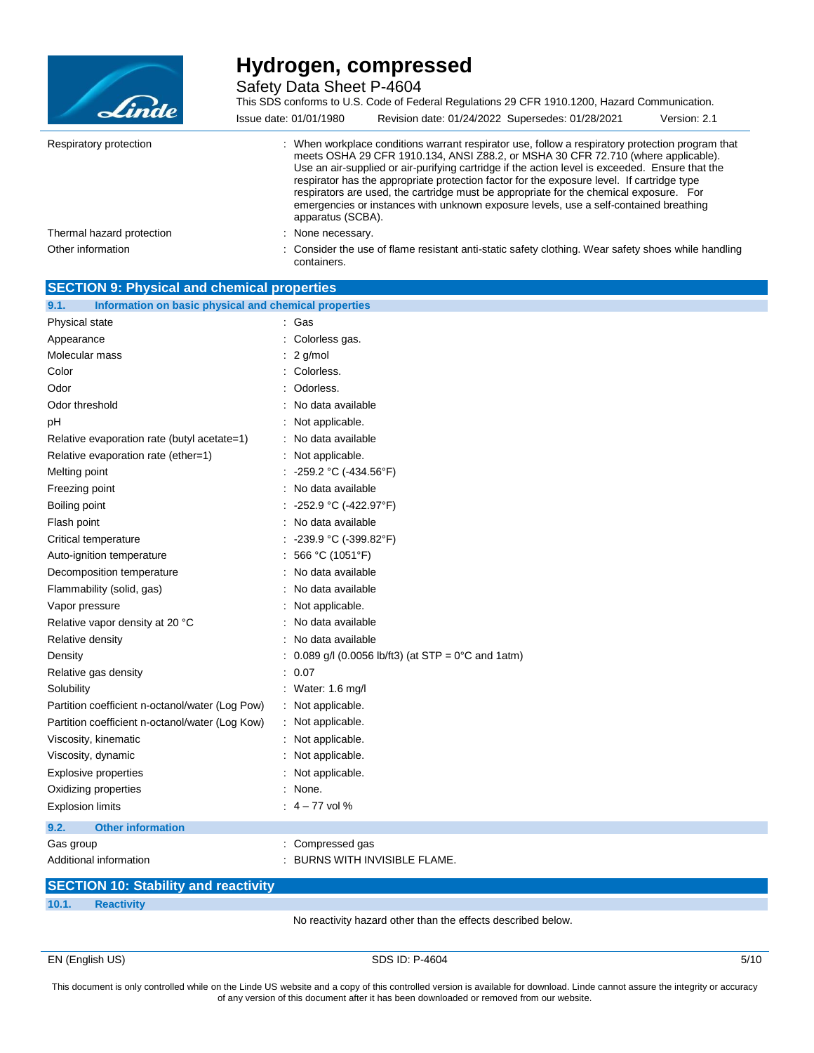| | |
|---|---|
| Respiratory protection | : When workplace conditions warrant respirator use, follow a respiratory protection program that meets OSHA 29 CFR 1910.134, ANSI Z88.2, or MSHA 30 CFR 72.710 (where applicable). Use an air-supplied or air-purifying cartridge if the action level is exceeded. Ensure that the respirator has the appropriate protection factor for the exposure level. If cartridge type respirators are used, the cartridge must be appropriate for the chemical exposure. For emergencies or instances with unknown exposure levels, use a self-contained breathing apparatus (SCBA). |
| Thermal hazard protection | : None necessary. |
| Other information | : Consider the use of flame resistant anti-static safety clothing. Wear safety shoes while handling containers. |

## SECTION 9: Physical and chemical properties

### 9.1. Information on basic physical and chemical properties

| | |
|---|---|
| Physical state | : Gas |
| Appearance | : Colorless gas. |
| Molecular mass | : 2 g/mol |
| Color | : Colorless. |
| Odor | : Odorless. |
| Odor threshold | : No data available |
| pH | : Not applicable. |
| Relative evaporation rate (butyl acetate=1) | : No data available |
| Relative evaporation rate (ether=1) | : Not applicable. |
| Melting point | : -259.2 °C (-434.56°F) |
| Freezing point | : No data available |
| Boiling point | : -252.9 °C (-422.97°F) |
| Flash point | : No data available |
| Critical temperature | : -239.9 °C (-399.82°F) |
| Auto-ignition temperature | : 566 °C (1051°F) |
| Decomposition temperature | : No data available |
| Flammability (solid, gas) | : No data available |
| Vapor pressure | : Not applicable. |
| Relative vapor density at 20 °C | : No data available |
| Relative density | : No data available |
| Density | : 0.089 g/l (0.0056 lb/ft3) (at STP = 0°C and 1atm) |
| Relative gas density | : 0.07 |
| Solubility | : Water: 1.6 mg/l |
| Partition coefficient n-octanol/water (Log Pow) | : Not applicable. |
| Partition coefficient n-octanol/water (Log Kow) | : Not applicable. |
| Viscosity, kinematic | : Not applicable. |
| Viscosity, dynamic | : Not applicable. |
| Explosive properties | : Not applicable. |
| Oxidizing properties | : None. |
| Explosion limits | : 4 – 77 vol % |

### 9.2. Other information

| | |
|---|---|
| Gas group | : Compressed gas |
| Additional information | : BURNS WITH INVISIBLE FLAME. |

## SECTION 10: Stability and reactivity

### 10.1. Reactivity

No reactivity hazard other than the effects described below.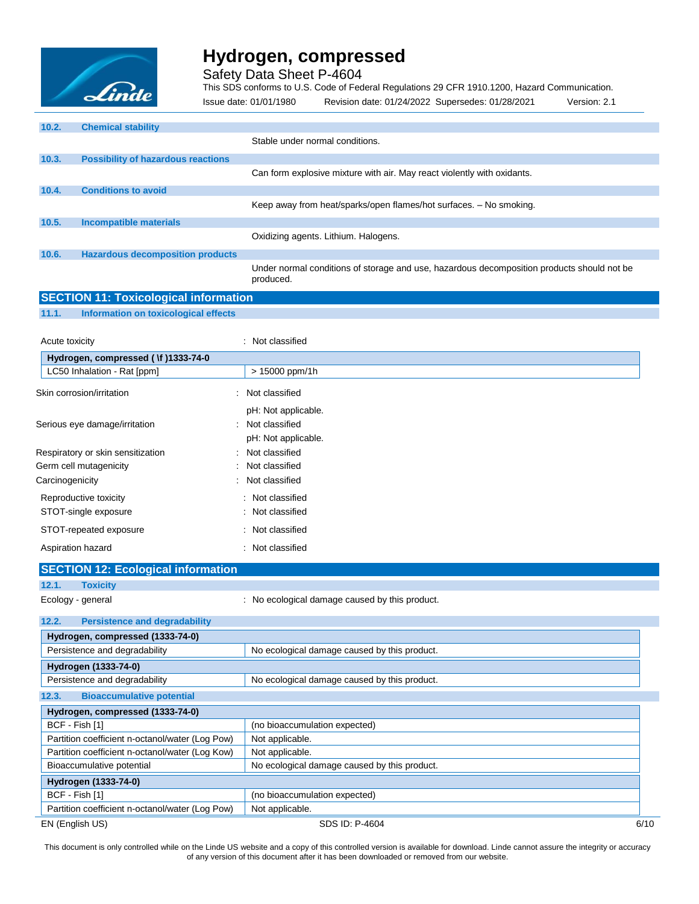### 10.2. Chemical stability

Stable under normal conditions.

### 10.3. Possibility of hazardous reactions

Can form explosive mixture with air. May react violently with oxidants.

### 10.4. Conditions to avoid

Keep away from heat/sparks/open flames/hot surfaces. – No smoking.

### 10.5. Incompatible materials

Oxidizing agents. Lithium. Halogens.

### 10.6. Hazardous decomposition products

Under normal conditions of storage and use, hazardous decomposition products should not be produced.

## SECTION 11: Toxicological information

### 11.1. Information on toxicological effects

Acute toxicity : Not classified

| Hydrogen, compressed ( \f )1333-74-0 | |
|---|---|
| LC50 Inhalation - Rat [ppm] | > 15000 ppm/1h |

Skin corrosion/irritation : Not classified

pH: Not applicable.

Serious eye damage/irritation : Not classified

pH: Not applicable.

Respiratory or skin sensitization : Not classified

Germ cell mutagenicity : Not classified

Carcinogenicity : Not classified

Reproductive toxicity : Not classified

STOT-single exposure : Not classified

STOT-repeated exposure : Not classified

Aspiration hazard : Not classified

## SECTION 12: Ecological information

### 12.1. Toxicity

Ecology - general : No ecological damage caused by this product.

### 12.2. Persistence and degradability

| Hydrogen, compressed (1333-74-0) | |
|---|---|
| Persistence and degradability | No ecological damage caused by this product. |
| **Hydrogen (1333-74-0)** | |
| Persistence and degradability | No ecological damage caused by this product. |

### 12.3. Bioaccumulative potential

| Hydrogen, compressed (1333-74-0) | |
|---|---|
| BCF - Fish [1] | (no bioaccumulation expected) |
| Partition coefficient n-octanol/water (Log Pow) | Not applicable. |
| Partition coefficient n-octanol/water (Log Kow) | Not applicable. |
| Bioaccumulative potential | No ecological damage caused by this product. |
| **Hydrogen (1333-74-0)** | |
| BCF - Fish [1] | (no bioaccumulation expected) |
| Partition coefficient n-octanol/water (Log Pow) | Not applicable. |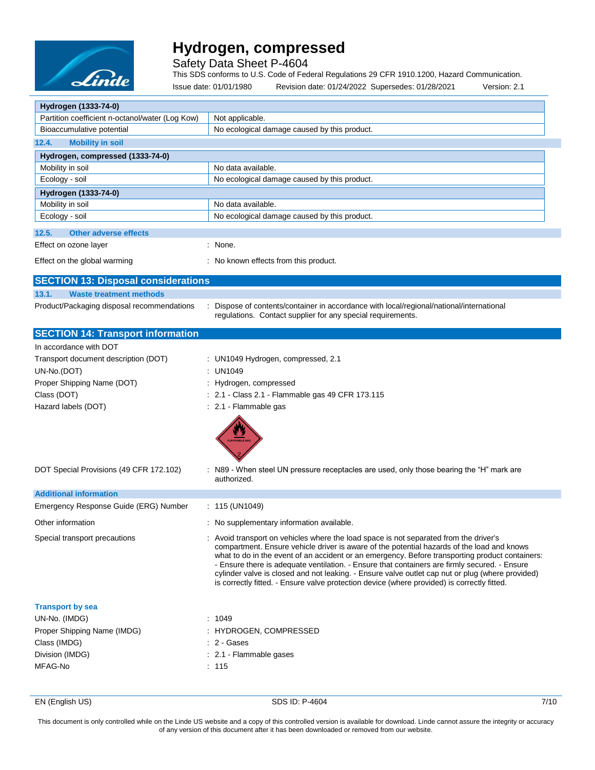| Hydrogen (1333-74-0) | |
| --- | --- |
| Partition coefficient n-octanol/water (Log Kow) | Not applicable. |
| Bioaccumulative potential | No ecological damage caused by this product. |

### 12.4. Mobility in soil

| Hydrogen, compressed (1333-74-0) | |
| --- | --- |
| Mobility in soil | No data available. |
| Ecology - soil | No ecological damage caused by this product. |

| Hydrogen (1333-74-0) | |
| --- | --- |
| Mobility in soil | No data available. |
| Ecology - soil | No ecological damage caused by this product. |

### 12.5. Other adverse effects

Effect on ozone layer : None.

Effect on the global warming : No known effects from this product.

## SECTION 13: Disposal considerations

### 13.1. Waste treatment methods

Product/Packaging disposal recommendations : Dispose of contents/container in accordance with local/regional/national/international regulations. Contact supplier for any special requirements.

## SECTION 14: Transport information

In accordance with DOT

Transport document description (DOT) : UN1049 Hydrogen, compressed, 2.1

UN-No.(DOT) : UN1049

Proper Shipping Name (DOT) : Hydrogen, compressed

Class (DOT) : 2.1 - Class 2.1 - Flammable gas 49 CFR 173.115

Hazard labels (DOT) : 2.1 - Flammable gas

DOT Special Provisions (49 CFR 172.102) : N89 - When steel UN pressure receptacles are used, only those bearing the "H" mark are authorized.

### Additional information

Emergency Response Guide (ERG) Number : 115 (UN1049)

Other information : No supplementary information available.

Special transport precautions : Avoid transport on vehicles where the load space is not separated from the driver's compartment. Ensure vehicle driver is aware of the potential hazards of the load and knows what to do in the event of an accident or an emergency. Before transporting product containers: - Ensure there is adequate ventilation. - Ensure that containers are firmly secured. - Ensure cylinder valve is closed and not leaking. - Ensure valve outlet cap nut or plug (where provided) is correctly fitted. - Ensure valve protection device (where provided) is correctly fitted.

### Transport by sea

UN-No. (IMDG) : 1049

Proper Shipping Name (IMDG) : HYDROGEN, COMPRESSED

Class (IMDG) : 2 - Gases

Division (IMDG) : 2.1 - Flammable gases

MFAG-No : 115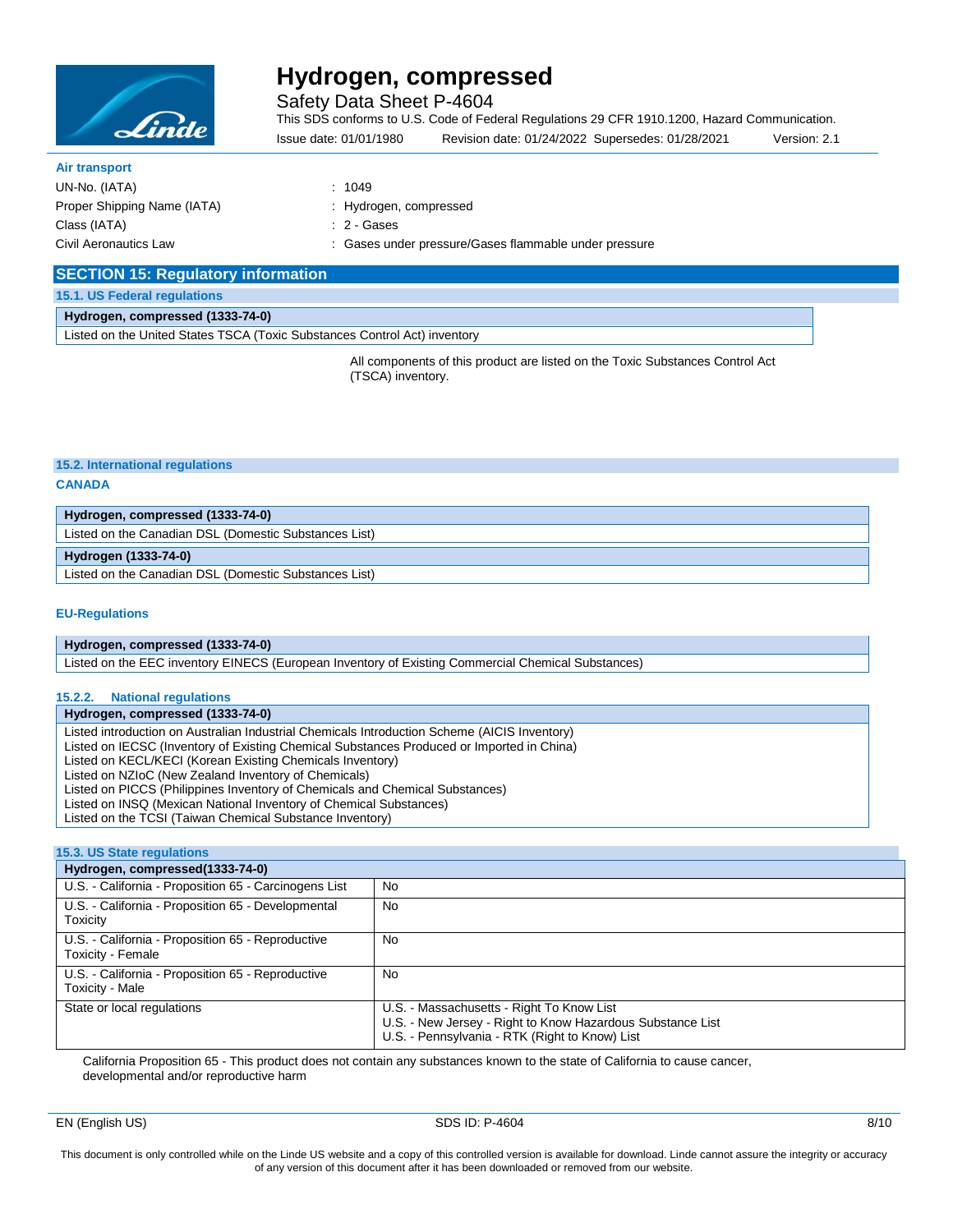**Air transport**

UN-No. (IATA) : 1049

Proper Shipping Name (IATA) : Hydrogen, compressed

Class (IATA) : 2 - Gases

Civil Aeronautics Law : Gases under pressure/Gases flammable under pressure

## SECTION 15: Regulatory information

### 15.1. US Federal regulations

| Hydrogen, compressed (1333-74-0) |
|---|
| Listed on the United States TSCA (Toxic Substances Control Act) inventory |

All components of this product are listed on the Toxic Substances Control Act (TSCA) inventory.

### 15.2. International regulations

**CANADA**

| Hydrogen, compressed (1333-74-0) |
|---|
| Listed on the Canadian DSL (Domestic Substances List) |
| **Hydrogen (1333-74-0)** |
| Listed on the Canadian DSL (Domestic Substances List) |

**EU-Regulations**

| Hydrogen, compressed (1333-74-0) |
|---|
| Listed on the EEC inventory EINECS (European Inventory of Existing Commercial Chemical Substances) |

#### 15.2.2. National regulations

| Hydrogen, compressed (1333-74-0) |
|---|
| Listed introduction on Australian Industrial Chemicals Introduction Scheme (AICIS Inventory)<br>Listed on IECSC (Inventory of Existing Chemical Substances Produced or Imported in China)<br>Listed on KECL/KECI (Korean Existing Chemicals Inventory)<br>Listed on NZIoC (New Zealand Inventory of Chemicals)<br>Listed on PICCS (Philippines Inventory of Chemicals and Chemical Substances)<br>Listed on INSQ (Mexican National Inventory of Chemical Substances)<br>Listed on the TCSI (Taiwan Chemical Substance Inventory) |

### 15.3. US State regulations

| Hydrogen, compressed(1333-74-0) | |
|---|---|
| U.S. - California - Proposition 65 - Carcinogens List | No |
| U.S. - California - Proposition 65 - Developmental Toxicity | No |
| U.S. - California - Proposition 65 - Reproductive Toxicity - Female | No |
| U.S. - California - Proposition 65 - Reproductive Toxicity - Male | No |
| State or local regulations | U.S. - Massachusetts - Right To Know List<br>U.S. - New Jersey - Right to Know Hazardous Substance List<br>U.S. - Pennsylvania - RTK (Right to Know) List |

California Proposition 65 - This product does not contain any substances known to the state of California to cause cancer, developmental and/or reproductive harm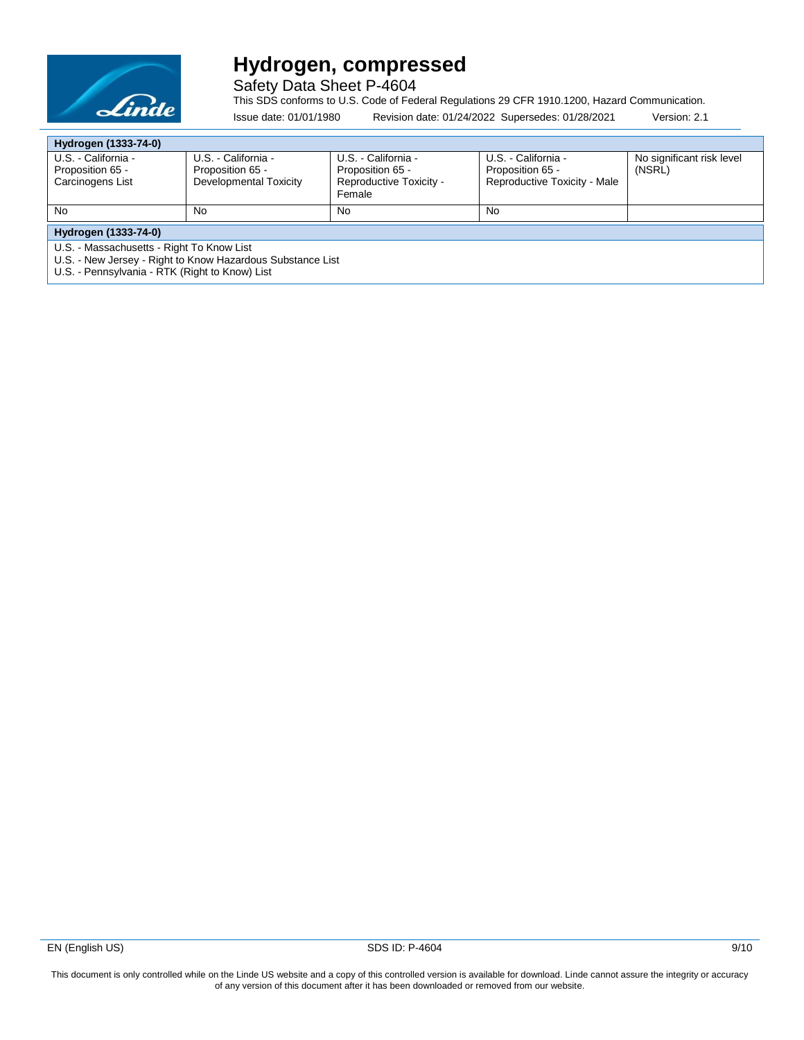| Hydrogen (1333-74-0) | | | | |
|---|---|---|---|---|
| U.S. - California - Proposition 65 - Carcinogens List | U.S. - California - Proposition 65 - Developmental Toxicity | U.S. - California - Proposition 65 - Reproductive Toxicity - Female | U.S. - California - Proposition 65 - Reproductive Toxicity - Male | No significant risk level (NSRL) |
| No | No | No | No | |

| Hydrogen (1333-74-0) |
|---|
| U.S. - Massachusetts - Right To Know List<br>U.S. - New Jersey - Right to Know Hazardous Substance List<br>U.S. - Pennsylvania - RTK (Right to Know) List |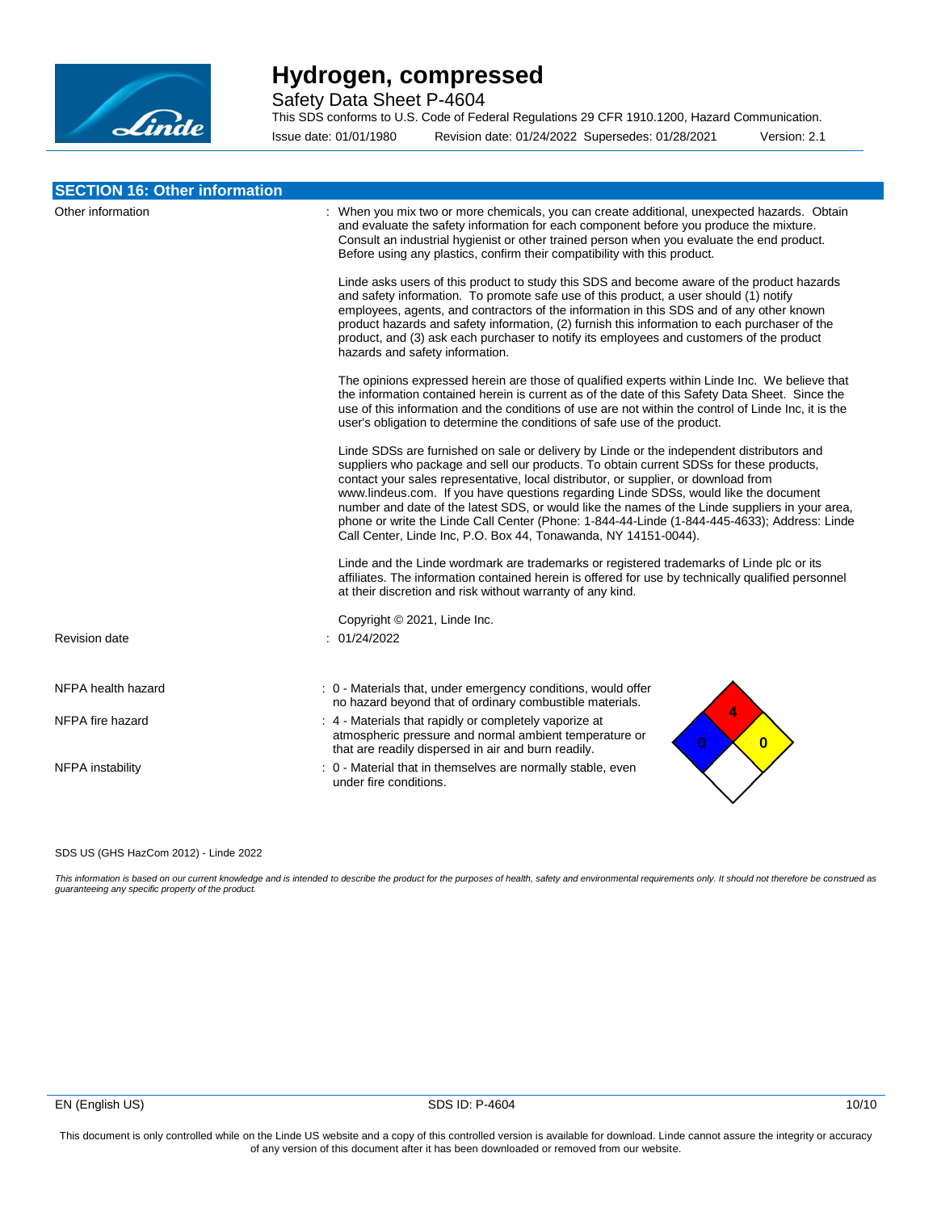## SECTION 16: Other information

Other information : When you mix two or more chemicals, you can create additional, unexpected hazards. Obtain and evaluate the safety information for each component before you produce the mixture. Consult an industrial hygienist or other trained person when you evaluate the end product. Before using any plastics, confirm their compatibility with this product.

Linde asks users of this product to study this SDS and become aware of the product hazards and safety information. To promote safe use of this product, a user should (1) notify employees, agents, and contractors of the information in this SDS and of any other known product hazards and safety information, (2) furnish this information to each purchaser of the product, and (3) ask each purchaser to notify its employees and customers of the product hazards and safety information.

The opinions expressed herein are those of qualified experts within Linde Inc. We believe that the information contained herein is current as of the date of this Safety Data Sheet. Since the use of this information and the conditions of use are not within the control of Linde Inc, it is the user's obligation to determine the conditions of safe use of the product.

Linde SDSs are furnished on sale or delivery by Linde or the independent distributors and suppliers who package and sell our products. To obtain current SDSs for these products, contact your sales representative, local distributor, or supplier, or download from www.lindeus.com. If you have questions regarding Linde SDSs, would like the document number and date of the latest SDS, or would like the names of the Linde suppliers in your area, phone or write the Linde Call Center (Phone: 1-844-44-Linde (1-844-445-4633); Address: Linde Call Center, Linde Inc, P.O. Box 44, Tonawanda, NY 14151-0044).

Linde and the Linde wordmark are trademarks or registered trademarks of Linde plc or its affiliates. The information contained herein is offered for use by technically qualified personnel at their discretion and risk without warranty of any kind.

Copyright © 2021, Linde Inc.

Revision date : 01/24/2022

NFPA health hazard : 0 - Materials that, under emergency conditions, would offer no hazard beyond that of ordinary combustible materials.

NFPA fire hazard : 4 - Materials that rapidly or completely vaporize at atmospheric pressure and normal ambient temperature or that are readily dispersed in air and burn readily.

NFPA instability : 0 - Material that in themselves are normally stable, even under fire conditions.

4
0
0

SDS US (GHS HazCom 2012) - Linde 2022

*This information is based on our current knowledge and is intended to describe the product for the purposes of health, safety and environmental requirements only. It should not therefore be construed as guaranteeing any specific property of the product.*